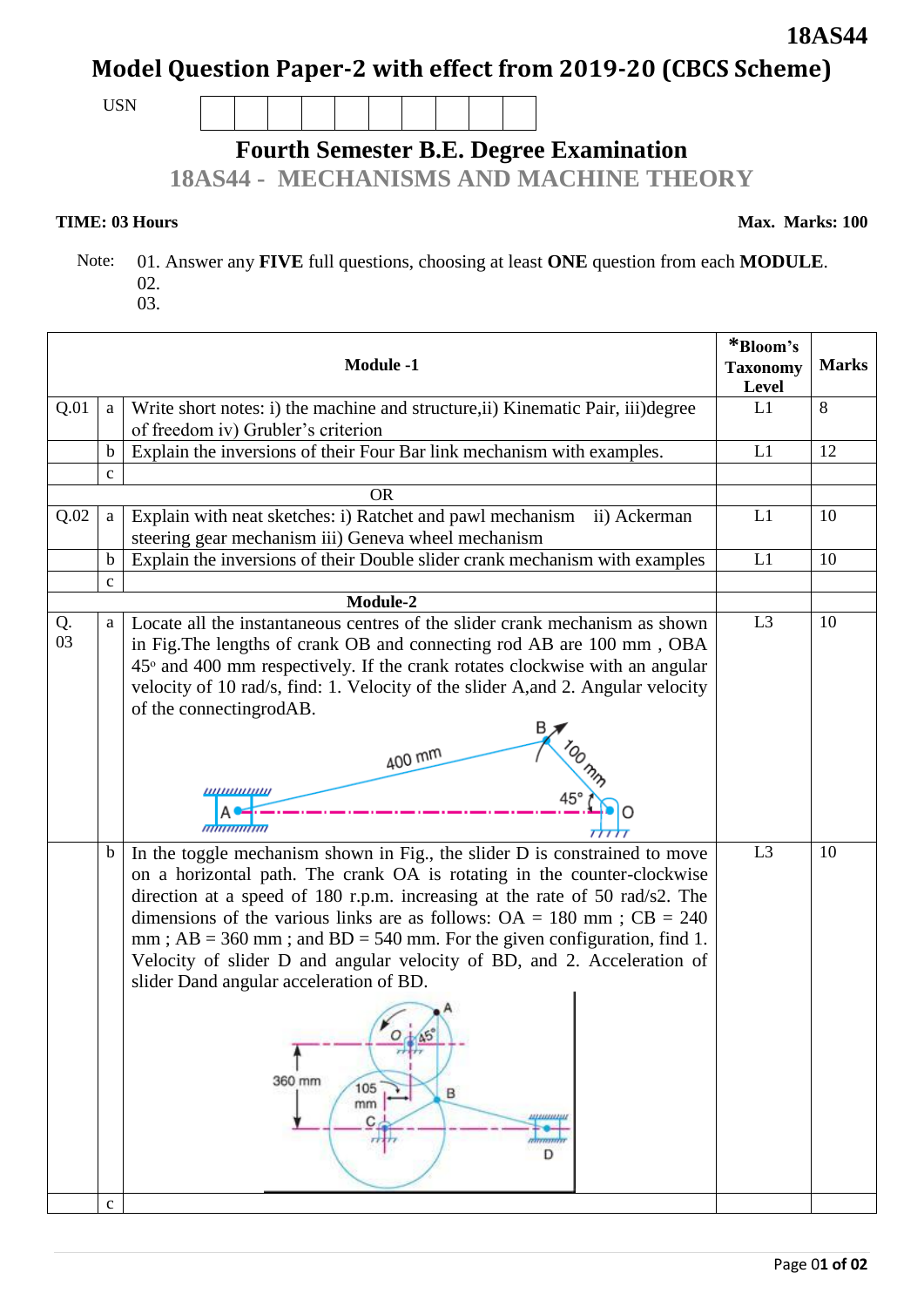**18AS44**

# Model Question Paper-2 with effect from 2019-20 (CBCS Scheme)

USN | | | | | | | | | |

## Fourth Semester B.E. Degree Examination

## 18AS44 - MECHANISMS AND MACHINE THEORY

**TIME: 03 Hours** **Max. Marks: 100**

Note: 01. Answer any **FIVE** full questions, choosing at least **ONE** question from each **MODULE**.
02.
03.

| | | **Module -1** | ***Bloom's Taxonomy Level** | **Marks** |
|---|---|---|---|---|
| Q.01 | a | Write short notes: i) the machine and structure, ii) Kinematic Pair, iii) degree of freedom iv) Grubler's criterion | L1 | 8 |
| | b | Explain the inversions of their Four Bar link mechanism with examples. | L1 | 12 |
| | c | | | |
| | | OR | | |
| Q.02 | a | Explain with neat sketches: i) Ratchet and pawl mechanism ii) Ackerman steering gear mechanism iii) Geneva wheel mechanism | L1 | 10 |
| | b | Explain the inversions of their Double slider crank mechanism with examples | L1 | 10 |
| | c | | | |
| | | **Module-2** | | |
| Q. 03 | a | Locate all the instantaneous centres of the slider crank mechanism as shown in Fig. The lengths of crank OB and connecting rod AB are 100 mm, OBA $45^{o}$ and 400 mm respectively. If the crank rotates clockwise with an angular velocity of 10 rad/s, find: 1. Velocity of the slider A, and 2. Angular velocity of the connecting rod AB. | L3 | 10 |
| | b | In the toggle mechanism shown in Fig., the slider D is constrained to move on a horizontal path. The crank OA is rotating in the counter-clockwise direction at a speed of 180 r.p.m. increasing at the rate of 50 rad/s2. The dimensions of the various links are as follows: OA = 180 mm ; CB = 240 mm ; AB = 360 mm ; and BD = 540 mm. For the given configuration, find 1. Velocity of slider D and angular velocity of BD, and 2. Acceleration of slider D and angular acceleration of BD. | L3 | 10 |
| | c | | | |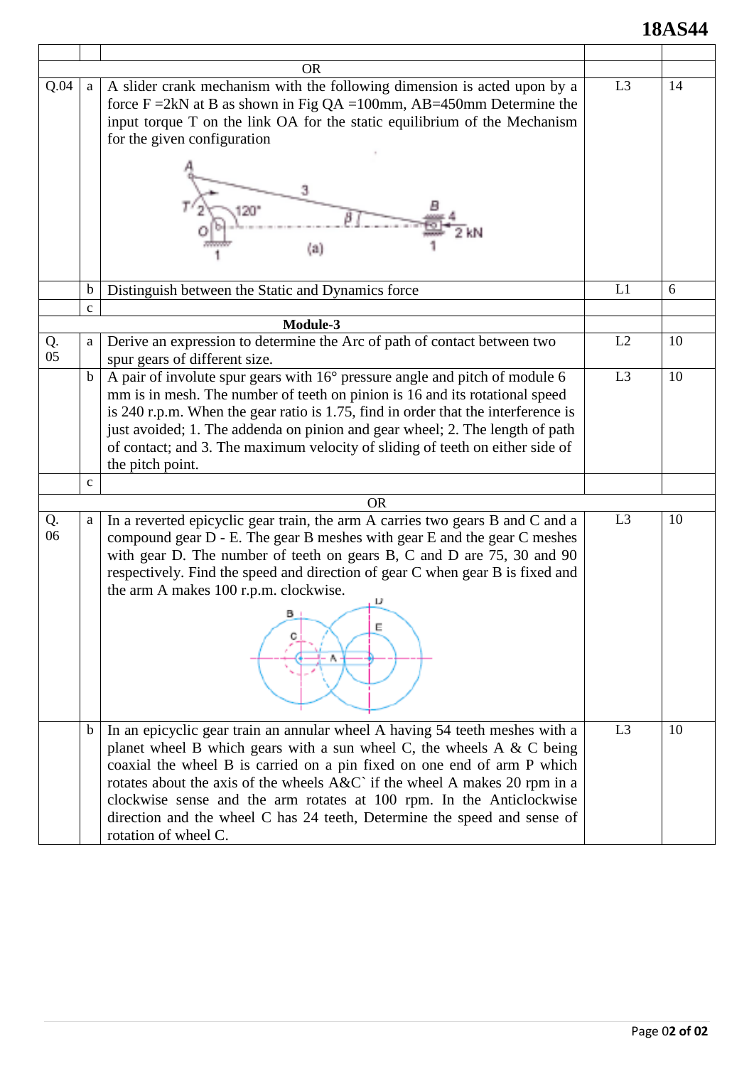| | | | | |
|---|---|---|---|---|
| | | OR | | |
| Q.04 | a | A slider crank mechanism with the following dimension is acted upon by a force F =2kN at B as shown in Fig QA =100mm, AB=450mm Determine the input torque T on the link OA for the static equilibrium of the Mechanism for the given configuration | L3 | 14 |
| | b | Distinguish between the Static and Dynamics force | L1 | 6 |
| | c | | | |
| | | **Module-3** | | |
| Q. 05 | a | Derive an expression to determine the Arc of path of contact between two spur gears of different size. | L2 | 10 |
| | b | A pair of involute spur gears with 16° pressure angle and pitch of module 6 mm is in mesh. The number of teeth on pinion is 16 and its rotational speed is 240 r.p.m. When the gear ratio is 1.75, find in order that the interference is just avoided; 1. The addenda on pinion and gear wheel; 2. The length of path of contact; and 3. The maximum velocity of sliding of teeth on either side of the pitch point. | L3 | 10 |
| | c | | | |
| | | OR | | |
| Q. 06 | a | In a reverted epicyclic gear train, the arm A carries two gears B and C and a compound gear D - E. The gear B meshes with gear E and the gear C meshes with gear D. The number of teeth on gears B, C and D are 75, 30 and 90 respectively. Find the speed and direction of gear C when gear B is fixed and the arm A makes 100 r.p.m. clockwise. | L3 | 10 |
| | b | In an epicyclic gear train an annular wheel A having 54 teeth meshes with a planet wheel B which gears with a sun wheel C, the wheels A & C being coaxial the wheel B is carried on a pin fixed on one end of arm P which rotates about the axis of the wheels A&C` if the wheel A makes 20 rpm in a clockwise sense and the arm rotates at 100 rpm. In the Anticlockwise direction and the wheel C has 24 teeth, Determine the speed and sense of rotation of wheel C. | L3 | 10 |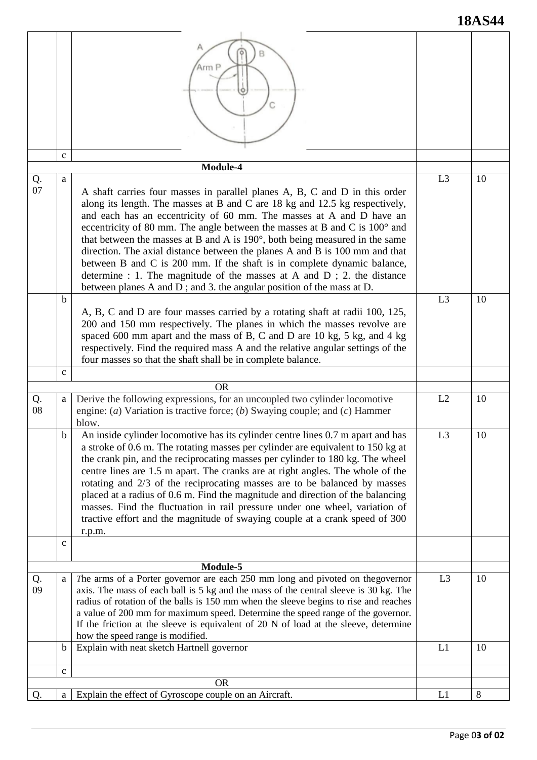| | | | | |
|---|---|---|---|---|
| | | A, B, Arm P, C | | |
| | c | | | |
| **Module-4** | | | | |
| Q. 07 | a | A shaft carries four masses in parallel planes A, B, C and D in this order along its length. The masses at B and C are 18 kg and 12.5 kg respectively, and each has an eccentricity of 60 mm. The masses at A and D have an eccentricity of 80 mm. The angle between the masses at B and C is 100° and that between the masses at B and A is 190°, both being measured in the same direction. The axial distance between the planes A and B is 100 mm and that between B and C is 200 mm. If the shaft is in complete dynamic balance, determine : 1. The magnitude of the masses at A and D ; 2. the distance between planes A and D ; and 3. the angular position of the mass at D. | L3 | 10 |
| | b | A, B, C and D are four masses carried by a rotating shaft at radii 100, 125, 200 and 150 mm respectively. The planes in which the masses revolve are spaced 600 mm apart and the mass of B, C and D are 10 kg, 5 kg, and 4 kg respectively. Find the required mass A and the relative angular settings of the four masses so that the shaft shall be in complete balance. | L3 | 10 |
| | c | | | |
| OR | | | | |
| Q. 08 | a | Derive the following expressions, for an uncoupled two cylinder locomotive engine: (*a*) Variation is tractive force; (*b*) Swaying couple; and (*c*) Hammer blow. | L2 | 10 |
| | b | An inside cylinder locomotive has its cylinder centre lines 0.7 m apart and has a stroke of 0.6 m. The rotating masses per cylinder are equivalent to 150 kg at the crank pin, and the reciprocating masses per cylinder to 180 kg. The wheel centre lines are 1.5 m apart. The cranks are at right angles. The whole of the rotating and 2/3 of the reciprocating masses are to be balanced by masses placed at a radius of 0.6 m. Find the magnitude and direction of the balancing masses. Find the fluctuation in rail pressure under one wheel, variation of tractive effort and the magnitude of swaying couple at a crank speed of 300 r.p.m. | L3 | 10 |
| | c | | | |
| **Module-5** | | | | |
| Q. 09 | a | The arms of a Porter governor are each 250 mm long and pivoted on thegovernor axis. The mass of each ball is 5 kg and the mass of the central sleeve is 30 kg. The radius of rotation of the balls is 150 mm when the sleeve begins to rise and reaches a value of 200 mm for maximum speed. Determine the speed range of the governor. If the friction at the sleeve is equivalent of 20 N of load at the sleeve, determine how the speed range is modified. | L3 | 10 |
| | b | Explain with neat sketch Hartnell governor | L1 | 10 |
| | c | | | |
| OR | | | | |
| Q. | a | Explain the effect of Gyroscope couple on an Aircraft. | L1 | 8 |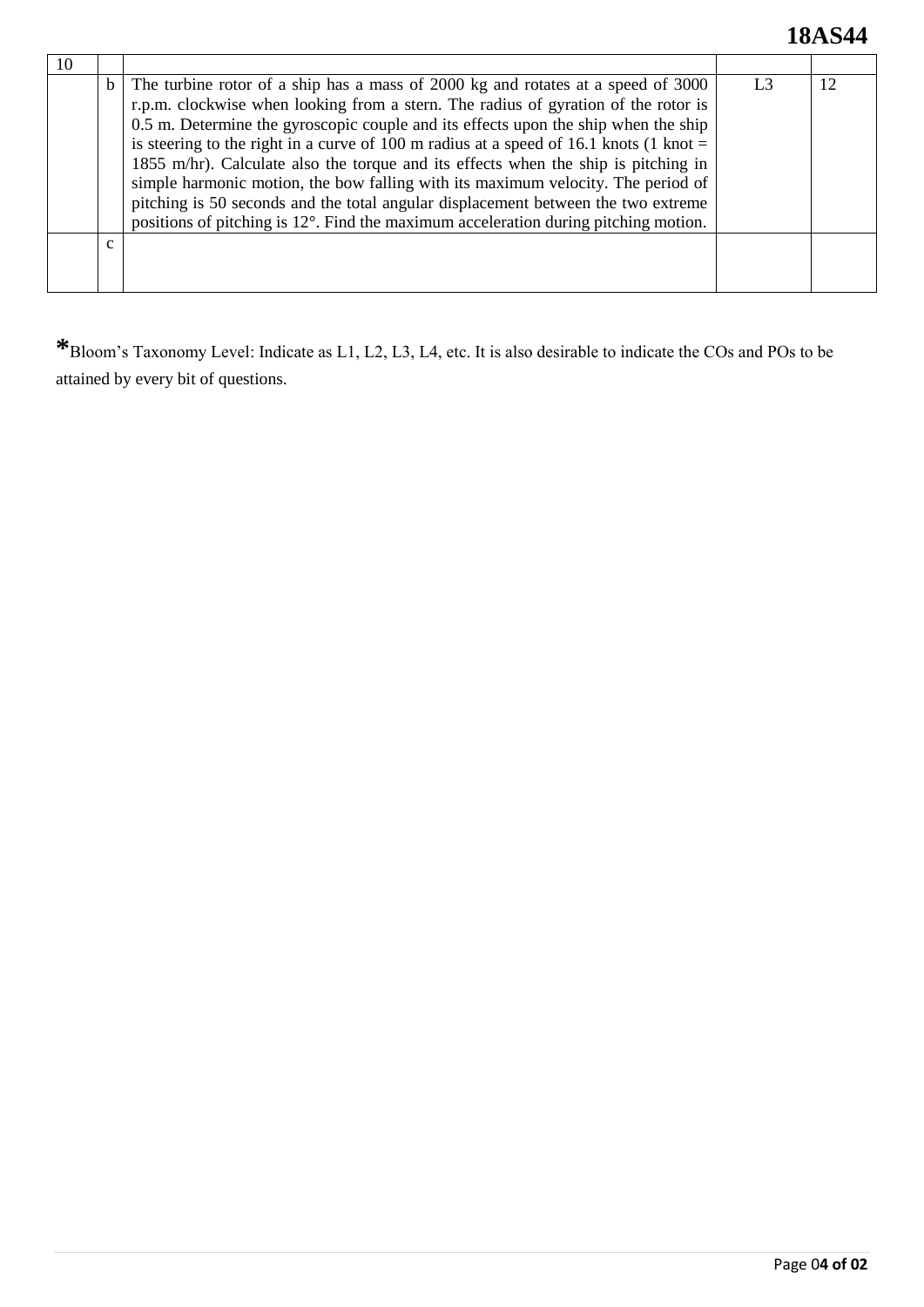| | | | | |
|---|---|---|---|---|
| 10 | | | | |
| | b | The turbine rotor of a ship has a mass of 2000 kg and rotates at a speed of 3000 r.p.m. clockwise when looking from a stern. The radius of gyration of the rotor is 0.5 m. Determine the gyroscopic couple and its effects upon the ship when the ship is steering to the right in a curve of 100 m radius at a speed of 16.1 knots (1 knot = 1855 m/hr). Calculate also the torque and its effects when the ship is pitching in simple harmonic motion, the bow falling with its maximum velocity. The period of pitching is 50 seconds and the total angular displacement between the two extreme positions of pitching is 12°. Find the maximum acceleration during pitching motion. | L3 | 12 |
| | c | | | |

*Bloom's Taxonomy Level: Indicate as L1, L2, L3, L4, etc. It is also desirable to indicate the COs and POs to be attained by every bit of questions.